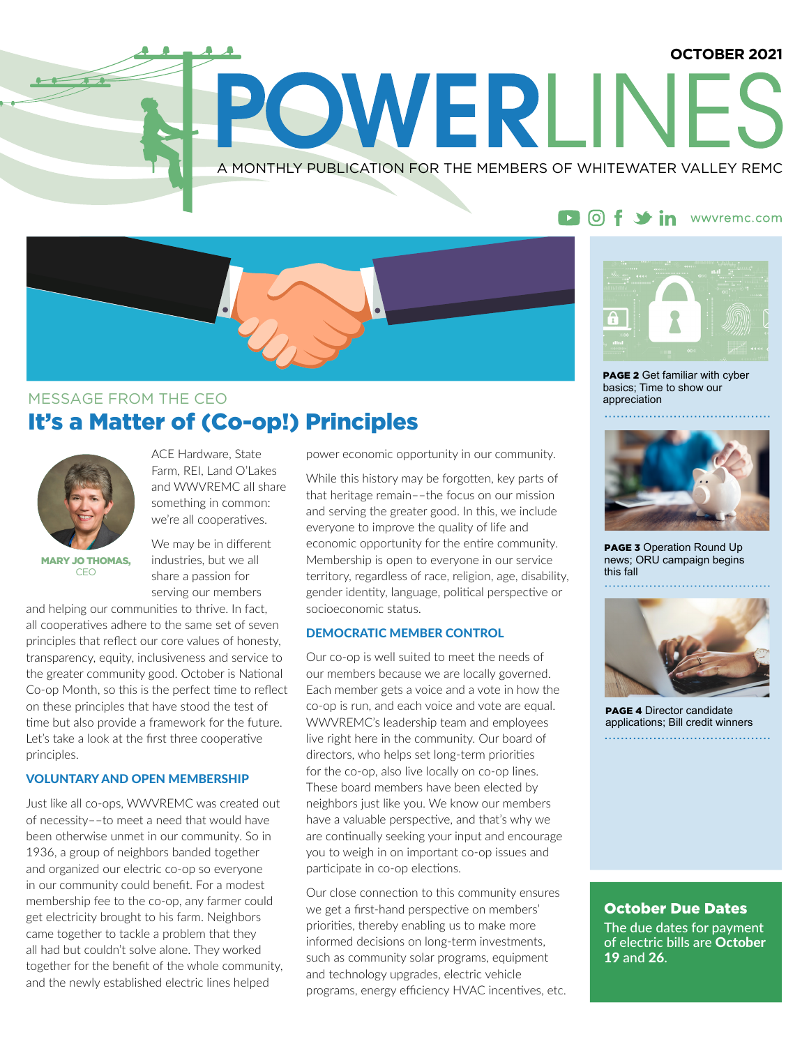OCTOBER 2021

# POWERLINES

A MONTHLY PUBLICATION FOR THE MEMBERS OF WHITEWATER VALLEY REMC

wwvremc.com

MESSAGE FROM THE CEO

## It's a Matter of (Co-op!) Principles

**MARY JO THOMAS,** CEO

ACE Hardware, State Farm, REI, Land O'Lakes and WWVREMC all share something in common: we're all cooperatives.

We may be in different industries, but we all share a passion for serving our members and helping our communities to thrive. In fact, all cooperatives adhere to the same set of seven principles that reflect our core values of honesty, transparency, equity, inclusiveness and service to the greater community good. October is National Co-op Month, so this is the perfect time to reflect on these principles that have stood the test of time but also provide a framework for the future. Let's take a look at the first three cooperative principles.

### VOLUNTARY AND OPEN MEMBERSHIP

Just like all co-ops, WWVREMC was created out of necessity––to meet a need that would have been otherwise unmet in our community. So in 1936, a group of neighbors banded together and organized our electric co-op so everyone in our community could benefit. For a modest membership fee to the co-op, any farmer could get electricity brought to his farm. Neighbors came together to tackle a problem that they all had but couldn't solve alone. They worked together for the benefit of the whole community, and the newly established electric lines helped power economic opportunity in our community.

While this history may be forgotten, key parts of that heritage remain––the focus on our mission and serving the greater good. In this, we include everyone to improve the quality of life and economic opportunity for the entire community. Membership is open to everyone in our service territory, regardless of race, religion, age, disability, gender identity, language, political perspective or socioeconomic status.

### DEMOCRATIC MEMBER CONTROL

Our co-op is well suited to meet the needs of our members because we are locally governed. Each member gets a voice and a vote in how the co-op is run, and each voice and vote are equal. WWVREMC's leadership team and employees live right here in the community. Our board of directors, who helps set long-term priorities for the co-op, also live locally on co-op lines. These board members have been elected by neighbors just like you. We know our members have a valuable perspective, and that's why we are continually seeking your input and encourage you to weigh in on important co-op issues and participate in co-op elections.

Our close connection to this community ensures we get a first-hand perspective on members' priorities, thereby enabling us to make more informed decisions on long-term investments, such as community solar programs, equipment and technology upgrades, electric vehicle programs, energy efficiency HVAC incentives, etc.

---

**PAGE 2** Get familiar with cyber basics; Time to show our appreciation

**PAGE 3** Operation Round Up news; ORU campaign begins this fall

**PAGE 4** Director candidate applications; Bill credit winners

### October Due Dates

The due dates for payment of electric bills are **October 19** and **26.**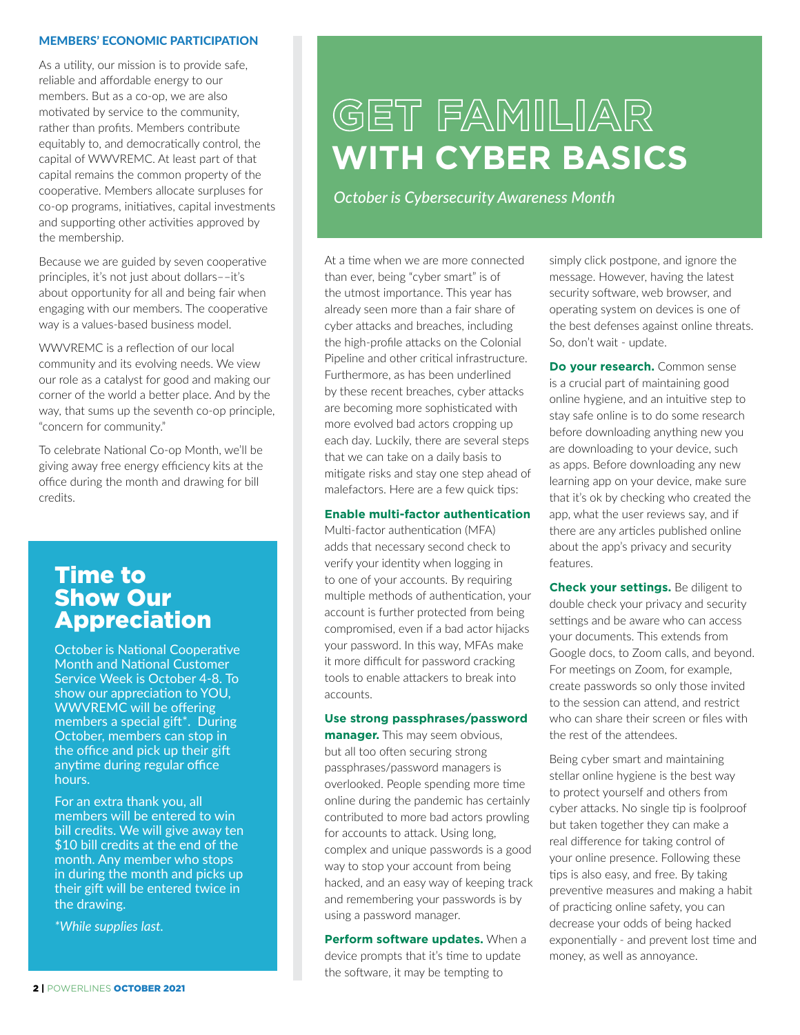### MEMBERS' ECONOMIC PARTICIPATION

As a utility, our mission is to provide safe, reliable and affordable energy to our members. But as a co-op, we are also motivated by service to the community, rather than profits. Members contribute equitably to, and democratically control, the capital of WWVREMC. At least part of that capital remains the common property of the cooperative. Members allocate surpluses for co-op programs, initiatives, capital investments and supporting other activities approved by the membership.

Because we are guided by seven cooperative principles, it's not just about dollars––it's about opportunity for all and being fair when engaging with our members. The cooperative way is a values-based business model.

WWVREMC is a reflection of our local community and its evolving needs. We view our role as a catalyst for good and making our corner of the world a better place. And by the way, that sums up the seventh co-op principle, "concern for community."

To celebrate National Co-op Month, we'll be giving away free energy efficiency kits at the office during the month and drawing for bill credits.

## Time to Show Our Appreciation

October is National Cooperative Month and National Customer Service Week is October 4-8. To show our appreciation to YOU, WWVREMC will be offering members a special gift*. During October, members can stop in the office and pick up their gift anytime during regular office hours.

For an extra thank you, all members will be entered to win bill credits. We will give away ten $10 bill credits at the end of the month. Any member who stops in during the month and picks up their gift will be entered twice in the drawing.

*\*While supplies last.*

# GET FAMILIAR WITH CYBER BASICS

*October is Cybersecurity Awareness Month*

At a time when we are more connected than ever, being "cyber smart" is of the utmost importance. This year has already seen more than a fair share of cyber attacks and breaches, including the high-profile attacks on the Colonial Pipeline and other critical infrastructure. Furthermore, as has been underlined by these recent breaches, cyber attacks are becoming more sophisticated with more evolved bad actors cropping up each day. Luckily, there are several steps that we can take on a daily basis to mitigate risks and stay one step ahead of malefactors. Here are a few quick tips:

**Enable multi-factor authentication**
Multi-factor authentication (MFA) adds that necessary second check to verify your identity when logging in to one of your accounts. By requiring multiple methods of authentication, your account is further protected from being compromised, even if a bad actor hijacks your password. In this way, MFAs make it more difficult for password cracking tools to enable attackers to break into accounts.

**Use strong passphrases/password manager.** This may seem obvious, but all too often securing strong passphrases/password managers is overlooked. People spending more time online during the pandemic has certainly contributed to more bad actors prowling for accounts to attack. Using long, complex and unique passwords is a good way to stop your account from being hacked, and an easy way of keeping track and remembering your passwords is by using a password manager.

**Perform software updates.** When a device prompts that it's time to update the software, it may be tempting to simply click postpone, and ignore the message. However, having the latest security software, web browser, and operating system on devices is one of the best defenses against online threats. So, don't wait - update.

**Do your research.** Common sense is a crucial part of maintaining good online hygiene, and an intuitive step to stay safe online is to do some research before downloading anything new you are downloading to your device, such as apps. Before downloading any new learning app on your device, make sure that it's ok by checking who created the app, what the user reviews say, and if there are any articles published online about the app's privacy and security features.

**Check your settings.** Be diligent to double check your privacy and security settings and be aware who can access your documents. This extends from Google docs, to Zoom calls, and beyond. For meetings on Zoom, for example, create passwords so only those invited to the session can attend, and restrict who can share their screen or files with the rest of the attendees.

Being cyber smart and maintaining stellar online hygiene is the best way to protect yourself and others from cyber attacks. No single tip is foolproof but taken together they can make a real difference for taking control of your online presence. Following these tips is also easy, and free. By taking preventive measures and making a habit of practicing online safety, you can decrease your odds of being hacked exponentially - and prevent lost time and money, as well as annoyance.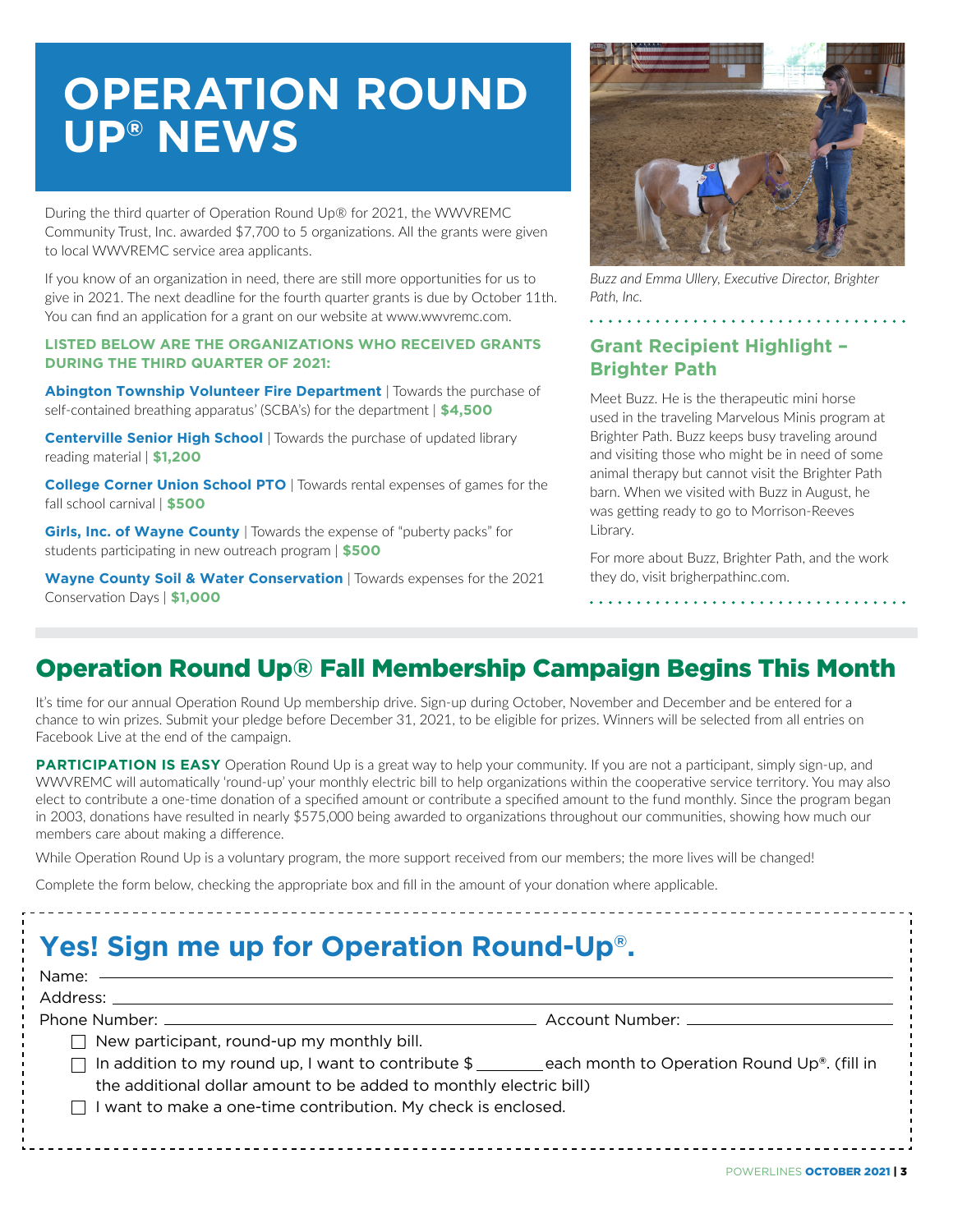# OPERATION ROUND UP® NEWS

During the third quarter of Operation Round Up® for 2021, the WWVREMC Community Trust, Inc. awarded $7,700 to 5 organizations. All the grants were given to local WWVREMC service area applicants.

If you know of an organization in need, there are still more opportunities for us to give in 2021. The next deadline for the fourth quarter grants is due by October 11th. You can find an application for a grant on our website at www.wwvremc.com.

**LISTED BELOW ARE THE ORGANIZATIONS WHO RECEIVED GRANTS DURING THE THIRD QUARTER OF 2021:**

**Abington Township Volunteer Fire Department** | Towards the purchase of self-contained breathing apparatus' (SCBA's) for the department | **$4,500**

**Centerville Senior High School** | Towards the purchase of updated library reading material | **$1,200**

**College Corner Union School PTO** | Towards rental expenses of games for the fall school carnival | **$500**

**Girls, Inc. of Wayne County** | Towards the expense of "puberty packs" for students participating in new outreach program | **$500**

**Wayne County Soil & Water Conservation** | Towards expenses for the 2021 Conservation Days | **$1,000**

*Buzz and Emma Ullery, Executive Director, Brighter Path, Inc.*

### Grant Recipient Highlight – Brighter Path

Meet Buzz. He is the therapeutic mini horse used in the traveling Marvelous Minis program at Brighter Path. Buzz keeps busy traveling around and visiting those who might be in need of some animal therapy but cannot visit the Brighter Path barn. When we visited with Buzz in August, he was getting ready to go to Morrison-Reeves Library.

For more about Buzz, Brighter Path, and the work they do, visit brigherpathinc.com.

## Operation Round Up® Fall Membership Campaign Begins This Month

It's time for our annual Operation Round Up membership drive. Sign-up during October, November and December and be entered for a chance to win prizes. Submit your pledge before December 31, 2021, to be eligible for prizes. Winners will be selected from all entries on Facebook Live at the end of the campaign.

**PARTICIPATION IS EASY** Operation Round Up is a great way to help your community. If you are not a participant, simply sign-up, and WWVREMC will automatically 'round-up' your monthly electric bill to help organizations within the cooperative service territory. You may also elect to contribute a one-time donation of a specified amount or contribute a specified amount to the fund monthly. Since the program began in 2003, donations have resulted in nearly $575,000 being awarded to organizations throughout our communities, showing how much our members care about making a difference.

While Operation Round Up is a voluntary program, the more support received from our members; the more lives will be changed!

Complete the form below, checking the appropriate box and fill in the amount of your donation where applicable.

## Yes! Sign me up for Operation Round-Up®.

Name: ______________________________

Address: ______________________________

Phone Number: ______________________ Account Number: ______________________

- ☐ New participant, round-up my monthly bill.
- ☐ In addition to my round up, I want to contribute $ ________ each month to Operation Round Up®. (fill in the additional dollar amount to be added to monthly electric bill)
- ☐ I want to make a one-time contribution. My check is enclosed.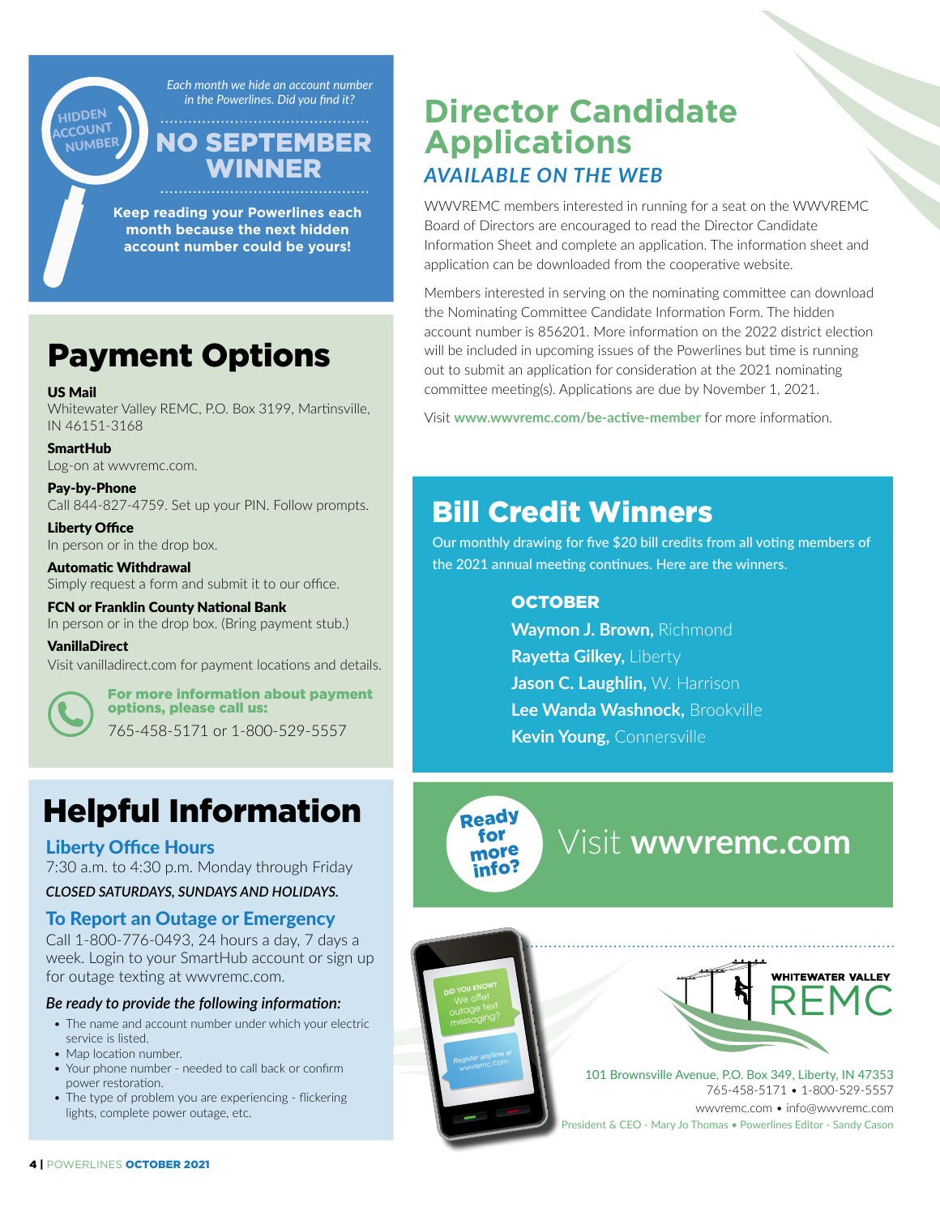HIDDEN ACCOUNT NUMBER

*Each month we hide an account number in the Powerlines. Did you find it?*

## NO SEPTEMBER WINNER

**Keep reading your Powerlines each month because the next hidden account number could be yours!**

# Payment Options

**US Mail**
Whitewater Valley REMC, P.O. Box 3199, Martinsville, IN 46151-3168

**SmartHub**
Log-on at wwvremc.com.

**Pay-by-Phone**
Call 844-827-4759. Set up your PIN. Follow prompts.

**Liberty Office**
In person or in the drop box.

**Automatic Withdrawal**
Simply request a form and submit it to our office.

**FCN or Franklin County National Bank**
In person or in the drop box. (Bring payment stub.)

**VanillaDirect**
Visit vanilladirect.com for payment locations and details.

**For more information about payment options, please call us:**
765-458-5171 or 1-800-529-5557

# Helpful Information

## Liberty Office Hours

7:30 a.m. to 4:30 p.m. Monday through Friday

***CLOSED SATURDAYS, SUNDAYS AND HOLIDAYS.***

## To Report an Outage or Emergency

Call 1-800-776-0493, 24 hours a day, 7 days a week. Login to your SmartHub account or sign up for outage texting at wwvremc.com.

***Be ready to provide the following information:***

- The name and account number under which your electric service is listed.
- Map location number.
- Your phone number - needed to call back or confirm power restoration.
- The type of problem you are experiencing - flickering lights, complete power outage, etc.

# Director Candidate Applications

## *AVAILABLE ON THE WEB*

WWVREMC members interested in running for a seat on the WWVREMC Board of Directors are encouraged to read the Director Candidate Information Sheet and complete an application. The information sheet and application can be downloaded from the cooperative website.

Members interested in serving on the nominating committee can download the Nominating Committee Candidate Information Form. The hidden account number is 856201. More information on the 2022 district election will be included in upcoming issues of the Powerlines but time is running out to submit an application for consideration at the 2021 nominating committee meeting(s). Applications are due by November 1, 2021.

Visit **www.wwvremc.com/be-active-member** for more information.

# Bill Credit Winners

Our monthly drawing for five $20 bill credits from all voting members of the 2021 annual meeting continues. Here are the winners.

**OCTOBER**

**Waymon J. Brown,** Richmond
**Rayetta Gilkey,** Liberty
**Jason C. Laughlin,** W. Harrison
**Lee Wanda Washnock,** Brookville
**Kevin Young,** Connersville

**Ready for more info?** Visit **wwvremc.com**

DID YOU KNOW? We offer outage text messaging? Register anytime at wwvremc.com

WHITEWATER VALLEY REMC

101 Brownsville Avenue, P.O. Box 349, Liberty, IN 47353
765-458-5171 • 1-800-529-5557
wwvremc.com • info@wwvremc.com
President & CEO - Mary Jo Thomas • Powerlines Editor - Sandy Cason